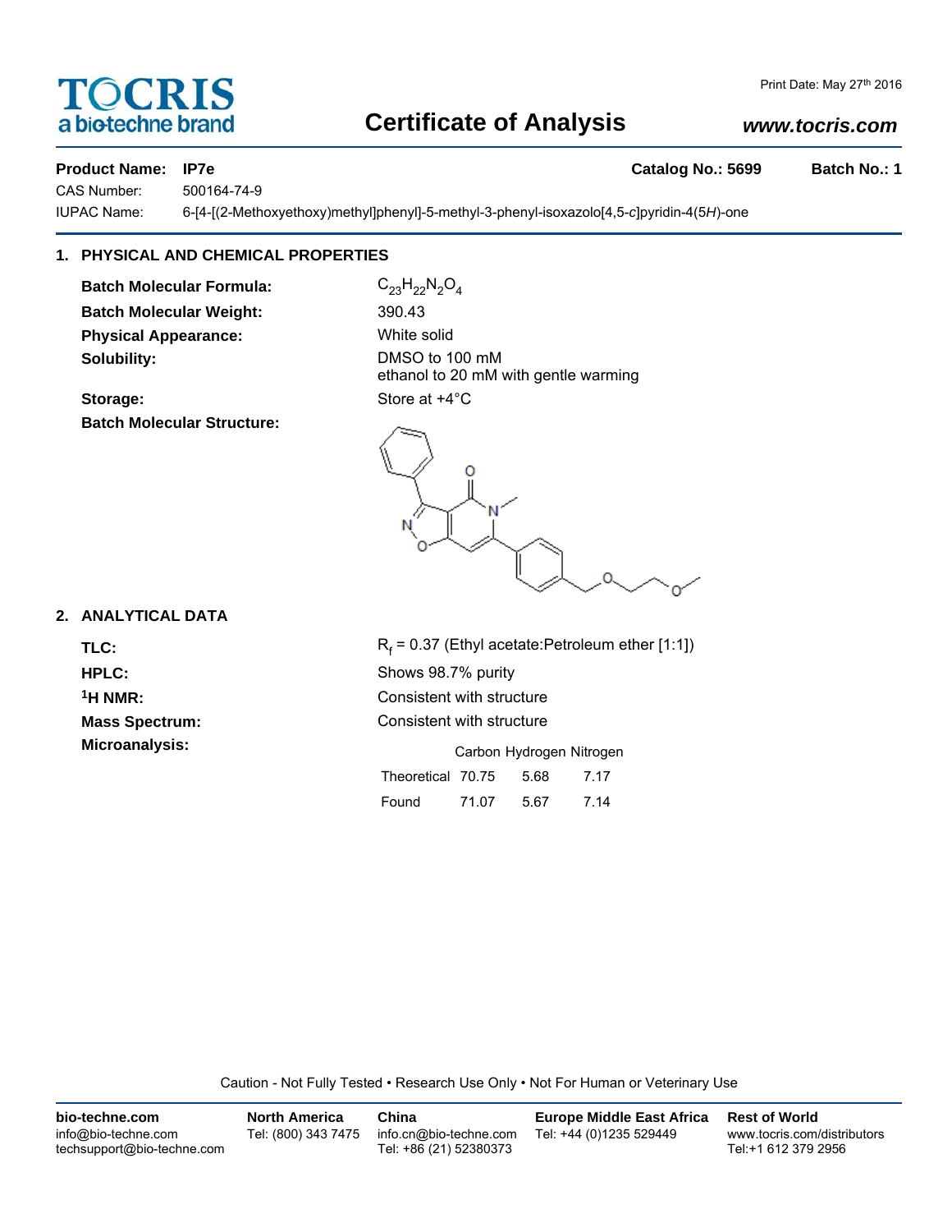# TOCRIS

a biotechne brand

Print Date: May 27th 2016

## Certificate of Analysis

www.tocris.com

**Product Name: IP7e** **Catalog No.: 5699** **Batch No.: 1**

CAS Number: 500164-74-9

IUPAC Name: 6-[4-[(2-Methoxyethoxy)methyl]phenyl]-5-methyl-3-phenyl-isoxazolo[4,5-*c*]pyridin-4(5*H*)-one

### 1. PHYSICAL AND CHEMICAL PROPERTIES

**Batch Molecular Formula:** $C_{23}H_{22}N_2O_4$

**Batch Molecular Weight:** 390.43

**Physical Appearance:** White solid

**Solubility:** DMSO to 100 mM
ethanol to 20 mM with gentle warming

**Storage:** Store at +4°C

**Batch Molecular Structure:**

### 2. ANALYTICAL DATA

**TLC:** $R_f$ = 0.37 (Ethyl acetate:Petroleum ether [1:1])

**HPLC:** Shows 98.7% purity

**$^1$H NMR:** Consistent with structure

**Mass Spectrum:** Consistent with structure

**Microanalysis:**

| | Carbon | Hydrogen | Nitrogen |
|---|---|---|---|
| Theoretical | 70.75 | 5.68 | 7.17 |
| Found | 71.07 | 5.67 | 7.14 |

Caution - Not Fully Tested • Research Use Only • Not For Human or Veterinary Use

**bio-techne.com**
info@bio-techne.com
techsupport@bio-techne.com

**North America**
Tel: (800) 343 7475

**China**
info.cn@bio-techne.com
Tel: +86 (21) 52380373

**Europe Middle East Africa**
Tel: +44 (0)1235 529449

**Rest of World**
www.tocris.com/distributors
Tel:+1 612 379 2956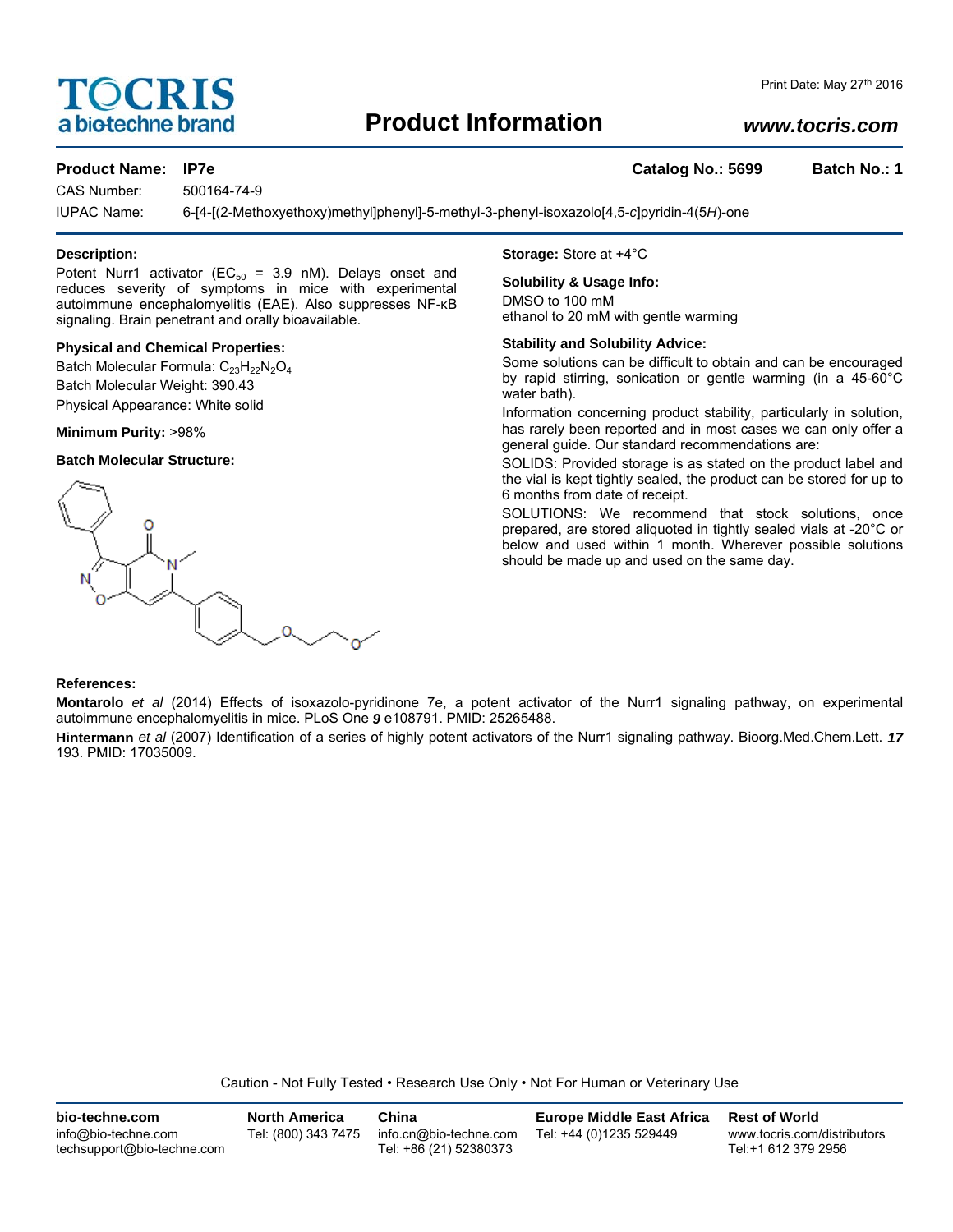# Product Information

Print Date: May 27th 2016

www.tocris.com

**Product Name: IP7e** **Catalog No.: 5699** **Batch No.: 1**

CAS Number: 500164-74-9

IUPAC Name: 6-[4-[(2-Methoxyethoxy)methyl]phenyl]-5-methyl-3-phenyl-isoxazolo[4,5-*c*]pyridin-4(5*H*)-one

**Description:**

Potent Nurr1 activator ($EC_{50}$ = 3.9 nM). Delays onset and reduces severity of symptoms in mice with experimental autoimmune encephalomyelitis (EAE). Also suppresses NF-κB signaling. Brain penetrant and orally bioavailable.

**Physical and Chemical Properties:**

Batch Molecular Formula: $C_{23}H_{22}N_2O_4$

Batch Molecular Weight: 390.43

Physical Appearance: White solid

**Minimum Purity:** >98%

**Batch Molecular Structure:**

**Storage:** Store at +4°C

**Solubility & Usage Info:**

DMSO to 100 mM

ethanol to 20 mM with gentle warming

**Stability and Solubility Advice:**

Some solutions can be difficult to obtain and can be encouraged by rapid stirring, sonication or gentle warming (in a 45-60°C water bath).

Information concerning product stability, particularly in solution, has rarely been reported and in most cases we can only offer a general guide. Our standard recommendations are:

SOLIDS: Provided storage is as stated on the product label and the vial is kept tightly sealed, the product can be stored for up to 6 months from date of receipt.

SOLUTIONS: We recommend that stock solutions, once prepared, are stored aliquoted in tightly sealed vials at -20°C or below and used within 1 month. Wherever possible solutions should be made up and used on the same day.

**References:**

**Montarolo** *et al* (2014) Effects of isoxazolo-pyridinone 7e, a potent activator of the Nurr1 signaling pathway, on experimental autoimmune encephalomyelitis in mice. PLoS One ***9*** e108791. PMID: 25265488.

**Hintermann** *et al* (2007) Identification of a series of highly potent activators of the Nurr1 signaling pathway. Bioorg.Med.Chem.Lett. ***17*** 193. PMID: 17035009.

Caution - Not Fully Tested • Research Use Only • Not For Human or Veterinary Use

**bio-techne.com**
info@bio-techne.com
techsupport@bio-techne.com

**North America**
Tel: (800) 343 7475

**China**
info.cn@bio-techne.com
Tel: +86 (21) 52380373

**Europe Middle East Africa**
Tel: +44 (0)1235 529449

**Rest of World**
www.tocris.com/distributors
Tel:+1 612 379 2956